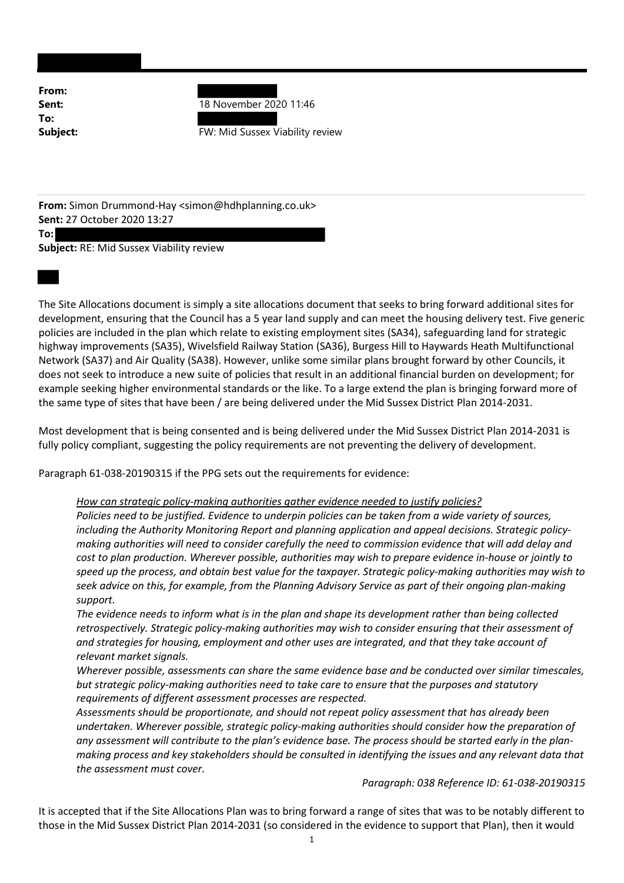**From:**
**Sent:** 18 November 2020 11:46
**To:**
**Subject:** FW: Mid Sussex Viability review

**From:** Simon Drummond-Hay <simon@hdhplanning.co.uk>
**Sent:** 27 October 2020 13:27
**To:**
**Subject:** RE: Mid Sussex Viability review

The Site Allocations document is simply a site allocations document that seeks to bring forward additional sites for development, ensuring that the Council has a 5 year land supply and can meet the housing delivery test. Five generic policies are included in the plan which relate to existing employment sites (SA34), safeguarding land for strategic highway improvements (SA35), Wivelsfield Railway Station (SA36), Burgess Hill to Haywards Heath Multifunctional Network (SA37) and Air Quality (SA38). However, unlike some similar plans brought forward by other Councils, it does not seek to introduce a new suite of policies that result in an additional financial burden on development; for example seeking higher environmental standards or the like. To a large extend the plan is bringing forward more of the same type of sites that have been / are being delivered under the Mid Sussex District Plan 2014-2031.

Most development that is being consented and is being delivered under the Mid Sussex District Plan 2014-2031 is fully policy compliant, suggesting the policy requirements are not preventing the delivery of development.

Paragraph 61-038-20190315 if the PPG sets out the requirements for evidence:

> *How can strategic policy-making authorities gather evidence needed to justify policies?*
> *Policies need to be justified. Evidence to underpin policies can be taken from a wide variety of sources, including the Authority Monitoring Report and planning application and appeal decisions. Strategic policy-making authorities will need to consider carefully the need to commission evidence that will add delay and cost to plan production. Wherever possible, authorities may wish to prepare evidence in-house or jointly to speed up the process, and obtain best value for the taxpayer. Strategic policy-making authorities may wish to seek advice on this, for example, from the Planning Advisory Service as part of their ongoing plan-making support.*
> *The evidence needs to inform what is in the plan and shape its development rather than being collected retrospectively. Strategic policy-making authorities may wish to consider ensuring that their assessment of and strategies for housing, employment and other uses are integrated, and that they take account of relevant market signals.*
> *Wherever possible, assessments can share the same evidence base and be conducted over similar timescales, but strategic policy-making authorities need to take care to ensure that the purposes and statutory requirements of different assessment processes are respected.*
> *Assessments should be proportionate, and should not repeat policy assessment that has already been undertaken. Wherever possible, strategic policy-making authorities should consider how the preparation of any assessment will contribute to the plan's evidence base. The process should be started early in the plan-making process and key stakeholders should be consulted in identifying the issues and any relevant data that the assessment must cover.*
>
> *Paragraph: 038 Reference ID: 61-038-20190315*

It is accepted that if the Site Allocations Plan was to bring forward a range of sites that was to be notably different to those in the Mid Sussex District Plan 2014-2031 (so considered in the evidence to support that Plan), then it would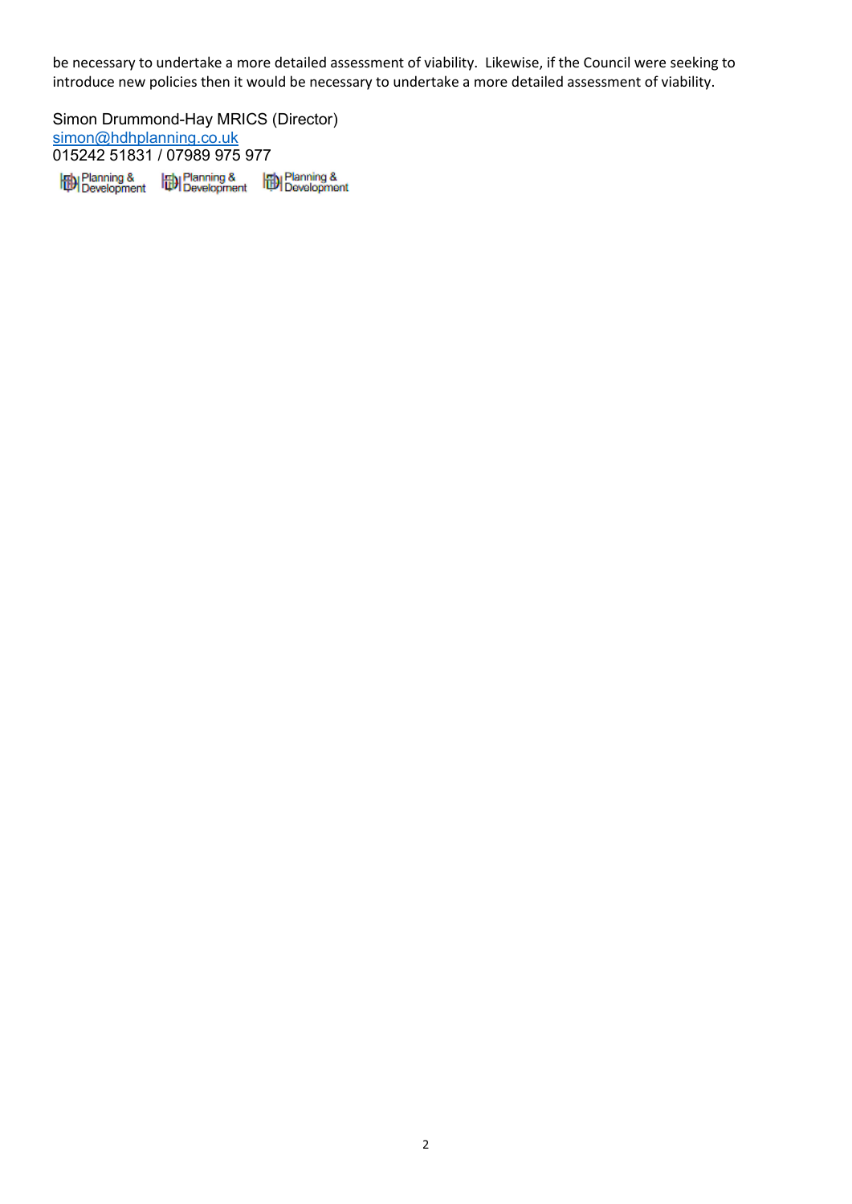be necessary to undertake a more detailed assessment of viability. Likewise, if the Council were seeking to introduce new policies then it would be necessary to undertake a more detailed assessment of viability.

Simon Drummond-Hay MRICS (Director)
simon@hdhplanning.co.uk
015242 51831 / 07989 975 977

Planning & Development Planning & Development Planning & Development